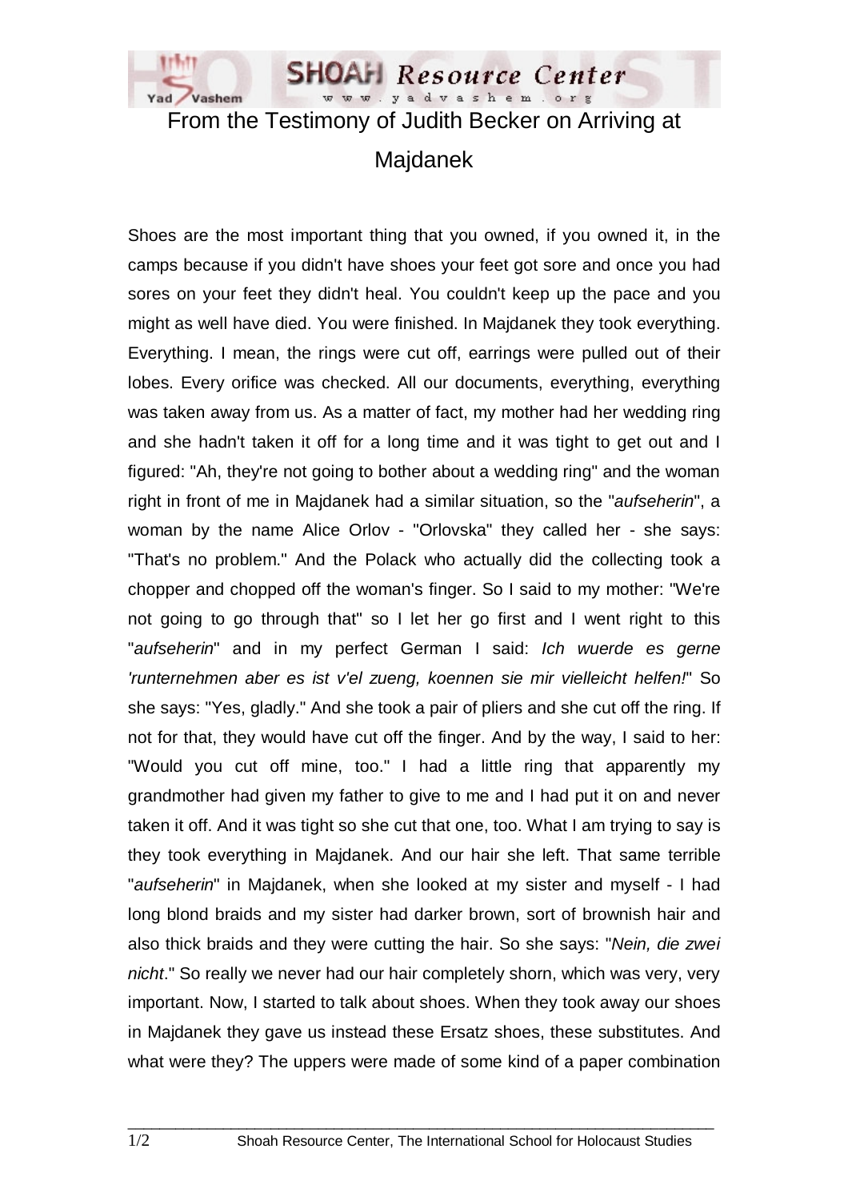# From the Testimony of Judith Becker on Arriving at Majdanek

Shoes are the most important thing that you owned, if you owned it, in the camps because if you didn't have shoes your feet got sore and once you had sores on your feet they didn't heal. You couldn't keep up the pace and you might as well have died. You were finished. In Majdanek they took everything. Everything. I mean, the rings were cut off, earrings were pulled out of their lobes. Every orifice was checked. All our documents, everything, everything was taken away from us. As a matter of fact, my mother had her wedding ring and she hadn't taken it off for a long time and it was tight to get out and I figured: "Ah, they're not going to bother about a wedding ring" and the woman right in front of me in Majdanek had a similar situation, so the "*aufseherin*", a woman by the name Alice Orlov - "Orlovska" they called her - she says: "That's no problem." And the Polack who actually did the collecting took a chopper and chopped off the woman's finger. So I said to my mother: "We're not going to go through that" so I let her go first and I went right to this "*aufseherin*" and in my perfect German I said: *Ich wuerde es gerne 'runternehmen aber es ist v'el zueng, koennen sie mir vielleicht helfen!*" So she says: "Yes, gladly." And she took a pair of pliers and she cut off the ring. If not for that, they would have cut off the finger. And by the way, I said to her: "Would you cut off mine, too." I had a little ring that apparently my grandmother had given my father to give to me and I had put it on and never taken it off. And it was tight so she cut that one, too. What I am trying to say is they took everything in Majdanek. And our hair she left. That same terrible "*aufseherin*" in Majdanek, when she looked at my sister and myself - I had long blond braids and my sister had darker brown, sort of brownish hair and also thick braids and they were cutting the hair. So she says: "*Nein, die zwei nicht*." So really we never had our hair completely shorn, which was very, very important. Now, I started to talk about shoes. When they took away our shoes in Majdanek they gave us instead these Ersatz shoes, these substitutes. And what were they? The uppers were made of some kind of a paper combination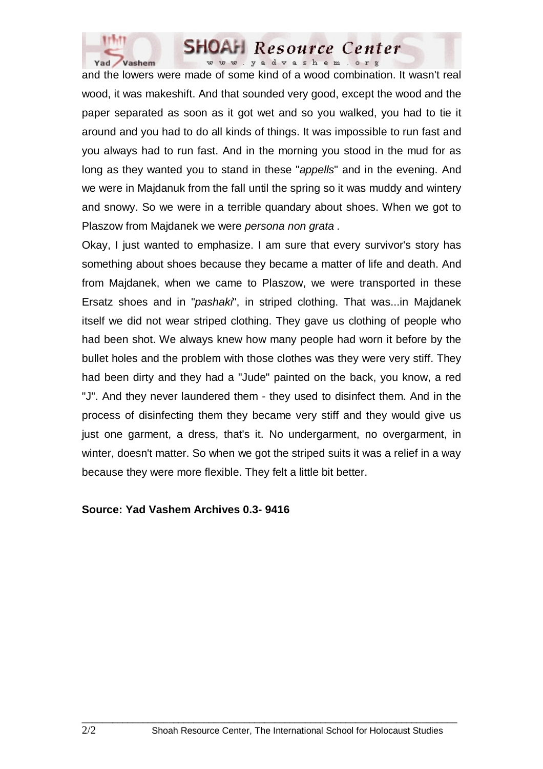and the lowers were made of some kind of a wood combination. It wasn't real wood, it was makeshift. And that sounded very good, except the wood and the paper separated as soon as it got wet and so you walked, you had to tie it around and you had to do all kinds of things. It was impossible to run fast and you always had to run fast. And in the morning you stood in the mud for as long as they wanted you to stand in these "*appells*" and in the evening. And we were in Majdanuk from the fall until the spring so it was muddy and wintery and snowy. So we were in a terrible quandary about shoes. When we got to Plaszow from Majdanek we were *persona non grata .*

Okay, I just wanted to emphasize. I am sure that every survivor's story has something about shoes because they became a matter of life and death. And from Majdanek, when we came to Plaszow, we were transported in these Ersatz shoes and in "*pashaki*", in striped clothing. That was...in Majdanek itself we did not wear striped clothing. They gave us clothing of people who had been shot. We always knew how many people had worn it before by the bullet holes and the problem with those clothes was they were very stiff. They had been dirty and they had a "Jude" painted on the back, you know, a red "J". And they never laundered them - they used to disinfect them. And in the process of disinfecting them they became very stiff and they would give us just one garment, a dress, that's it. No undergarment, no overgarment, in winter, doesn't matter. So when we got the striped suits it was a relief in a way because they were more flexible. They felt a little bit better.

**Source: Yad Vashem Archives 0.3- 9416**